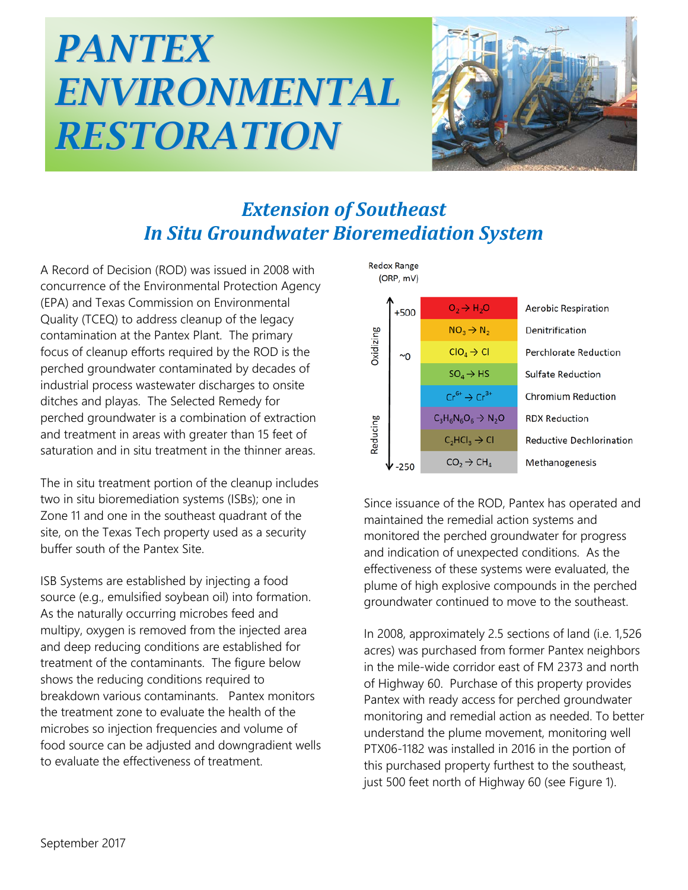# PANTEX ENVIRONMENTAL RESTORATION

## *Extension of Southeast In Situ Groundwater Bioremediation System*

A Record of Decision (ROD) was issued in 2008 with concurrence of the Environmental Protection Agency (EPA) and Texas Commission on Environmental Quality (TCEQ) to address cleanup of the legacy contamination at the Pantex Plant. The primary focus of cleanup efforts required by the ROD is the perched groundwater contaminated by decades of industrial process wastewater discharges to onsite ditches and playas. The Selected Remedy for perched groundwater is a combination of extraction and treatment in areas with greater than 15 feet of saturation and in situ treatment in the thinner areas.

The in situ treatment portion of the cleanup includes two in situ bioremediation systems (ISBs); one in Zone 11 and one in the southeast quadrant of the site, on the Texas Tech property used as a security buffer south of the Pantex Site.

ISB Systems are established by injecting a food source (e.g., emulsified soybean oil) into formation. As the naturally occurring microbes feed and multipy, oxygen is removed from the injected area and deep reducing conditions are established for treatment of the contaminants. The figure below shows the reducing conditions required to breakdown various contaminants. Pantex monitors the treatment zone to evaluate the health of the microbes so injection frequencies and volume of food source can be adjusted and downgradient wells to evaluate the effectiveness of treatment.

Redox Range (ORP, mV)

Oxidizing

Reducing

+500

~0

-250

$O_2 \rightarrow H_2O$ Aerobic Respiration

$NO_3 \rightarrow N_2$ Denitrification

$ClO_4 \rightarrow Cl$ Perchlorate Reduction

$SO_4 \rightarrow HS$ Sulfate Reduction

$Cr^{6+} \rightarrow Cr^{3+}$ Chromium Reduction

$C_3H_6N_6O_6 \rightarrow N_2O$ RDX Reduction

$C_2HCl_3 \rightarrow Cl$ Reductive Dechlorination

$CO_2 \rightarrow CH_4$ Methanogenesis

Since issuance of the ROD, Pantex has operated and maintained the remedial action systems and monitored the perched groundwater for progress and indication of unexpected conditions. As the effectiveness of these systems were evaluated, the plume of high explosive compounds in the perched groundwater continued to move to the southeast.

In 2008, approximately 2.5 sections of land (i.e. 1,526 acres) was purchased from former Pantex neighbors in the mile-wide corridor east of FM 2373 and north of Highway 60. Purchase of this property provides Pantex with ready access for perched groundwater monitoring and remedial action as needed. To better understand the plume movement, monitoring well PTX06-1182 was installed in 2016 in the portion of this purchased property furthest to the southeast, just 500 feet north of Highway 60 (see Figure 1).

September 2017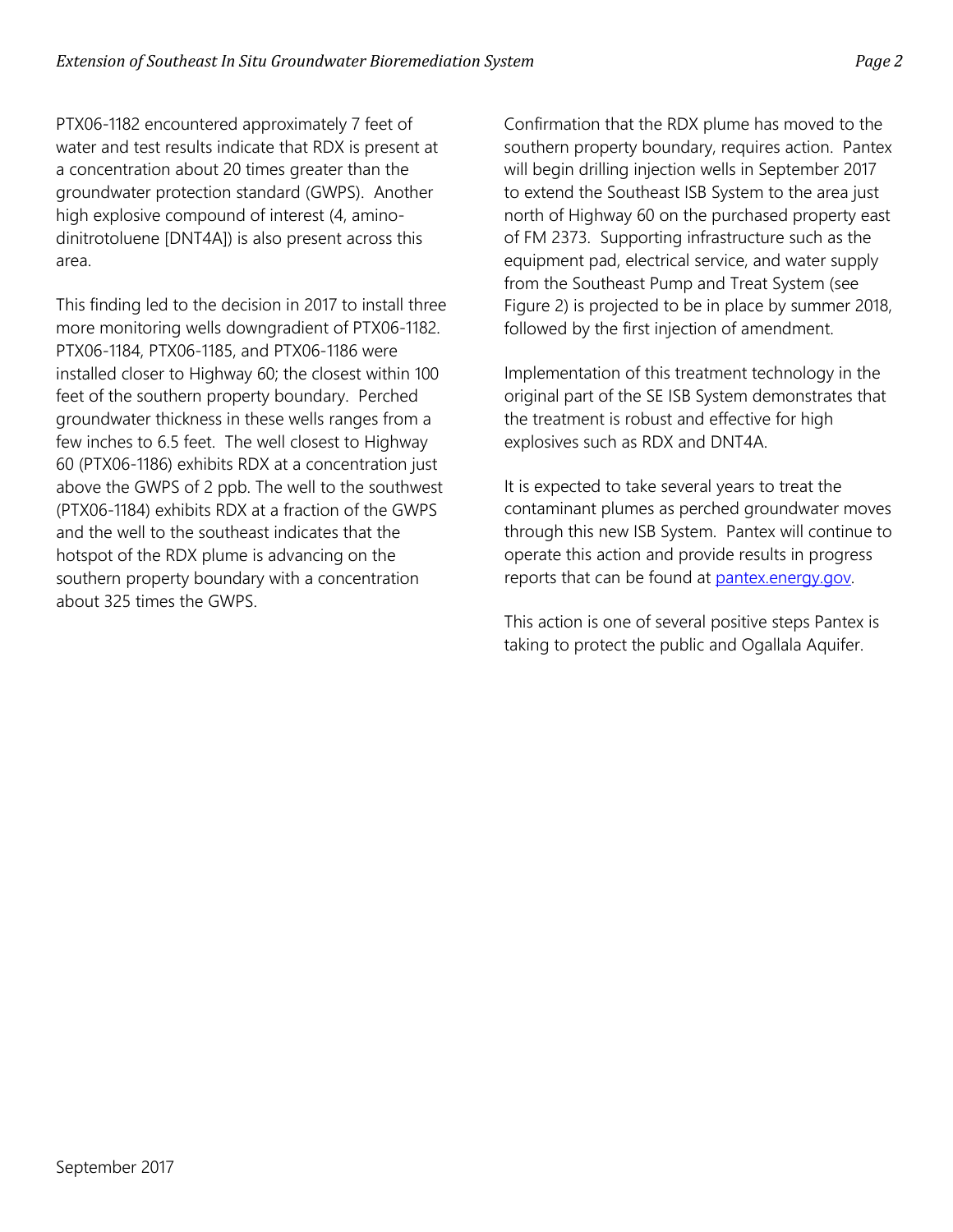PTX06-1182 encountered approximately 7 feet of water and test results indicate that RDX is present at a concentration about 20 times greater than the groundwater protection standard (GWPS). Another high explosive compound of interest (4, amino-dinitrotoluene [DNT4A]) is also present across this area.

This finding led to the decision in 2017 to install three more monitoring wells downgradient of PTX06-1182. PTX06-1184, PTX06-1185, and PTX06-1186 were installed closer to Highway 60; the closest within 100 feet of the southern property boundary. Perched groundwater thickness in these wells ranges from a few inches to 6.5 feet. The well closest to Highway 60 (PTX06-1186) exhibits RDX at a concentration just above the GWPS of 2 ppb. The well to the southwest (PTX06-1184) exhibits RDX at a fraction of the GWPS and the well to the southeast indicates that the hotspot of the RDX plume is advancing on the southern property boundary with a concentration about 325 times the GWPS.

Confirmation that the RDX plume has moved to the southern property boundary, requires action. Pantex will begin drilling injection wells in September 2017 to extend the Southeast ISB System to the area just north of Highway 60 on the purchased property east of FM 2373. Supporting infrastructure such as the equipment pad, electrical service, and water supply from the Southeast Pump and Treat System (see Figure 2) is projected to be in place by summer 2018, followed by the first injection of amendment.

Implementation of this treatment technology in the original part of the SE ISB System demonstrates that the treatment is robust and effective for high explosives such as RDX and DNT4A.

It is expected to take several years to treat the contaminant plumes as perched groundwater moves through this new ISB System. Pantex will continue to operate this action and provide results in progress reports that can be found at [pantex.energy.gov](pantex.energy.gov).

This action is one of several positive steps Pantex is taking to protect the public and Ogallala Aquifer.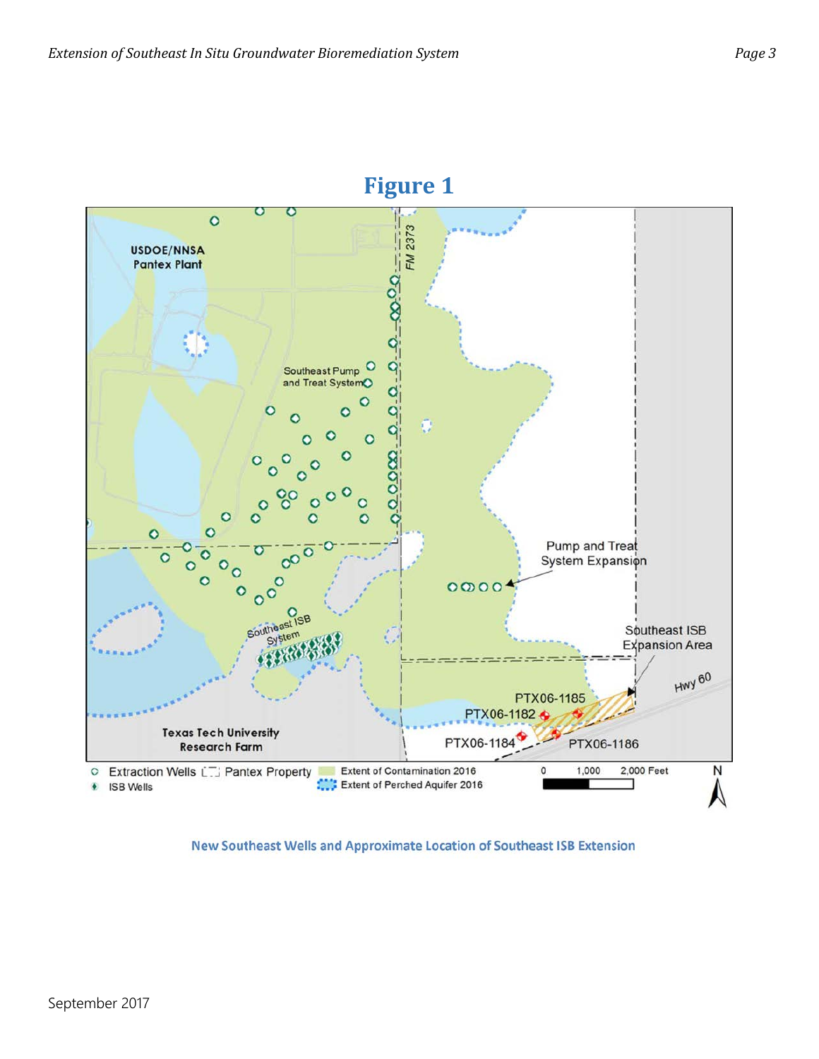# Figure 1

USDOE/NNSA
Pantex Plant

FM 2373

Southeast Pump
and Treat System

Pump and Treat
System Expansion

Southeast ISB
System

Southeast ISB
Expansion Area

Hwy 60

PTX06-1185
PTX06-1182
PTX06-1184
PTX06-1186

Texas Tech University
Research Farm

Extraction Wells
ISB Wells
Pantex Property
Extent of Contamination 2016
Extent of Perched Aquifer 2016

0 1,000 2,000 Feet

N

New Southeast Wells and Approximate Location of Southeast ISB Extension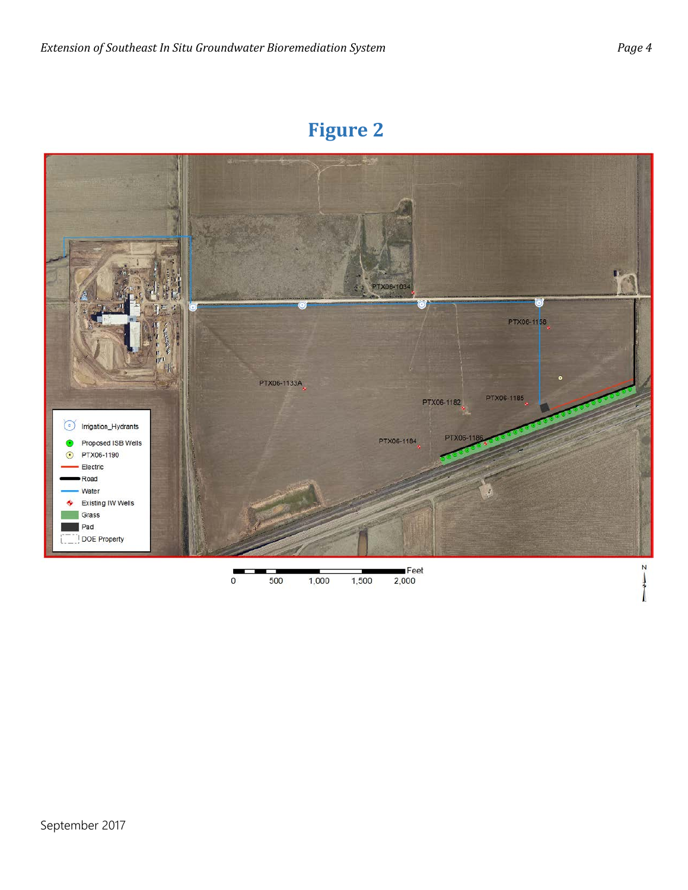# Figure 2

Irrigation_Hydrants

Proposed ISB Wells

PTX06-1190

Electric

Road

Water

Existing IW Wells

Grass

Pad

DOE Property

PTX06-1034

PTX06-1156

PTX06-1133A

PTX06-1182

PTX06-1185

PTX06-1184

PTX06-1186

0 500 1,000 1,500 2,000 Feet

N